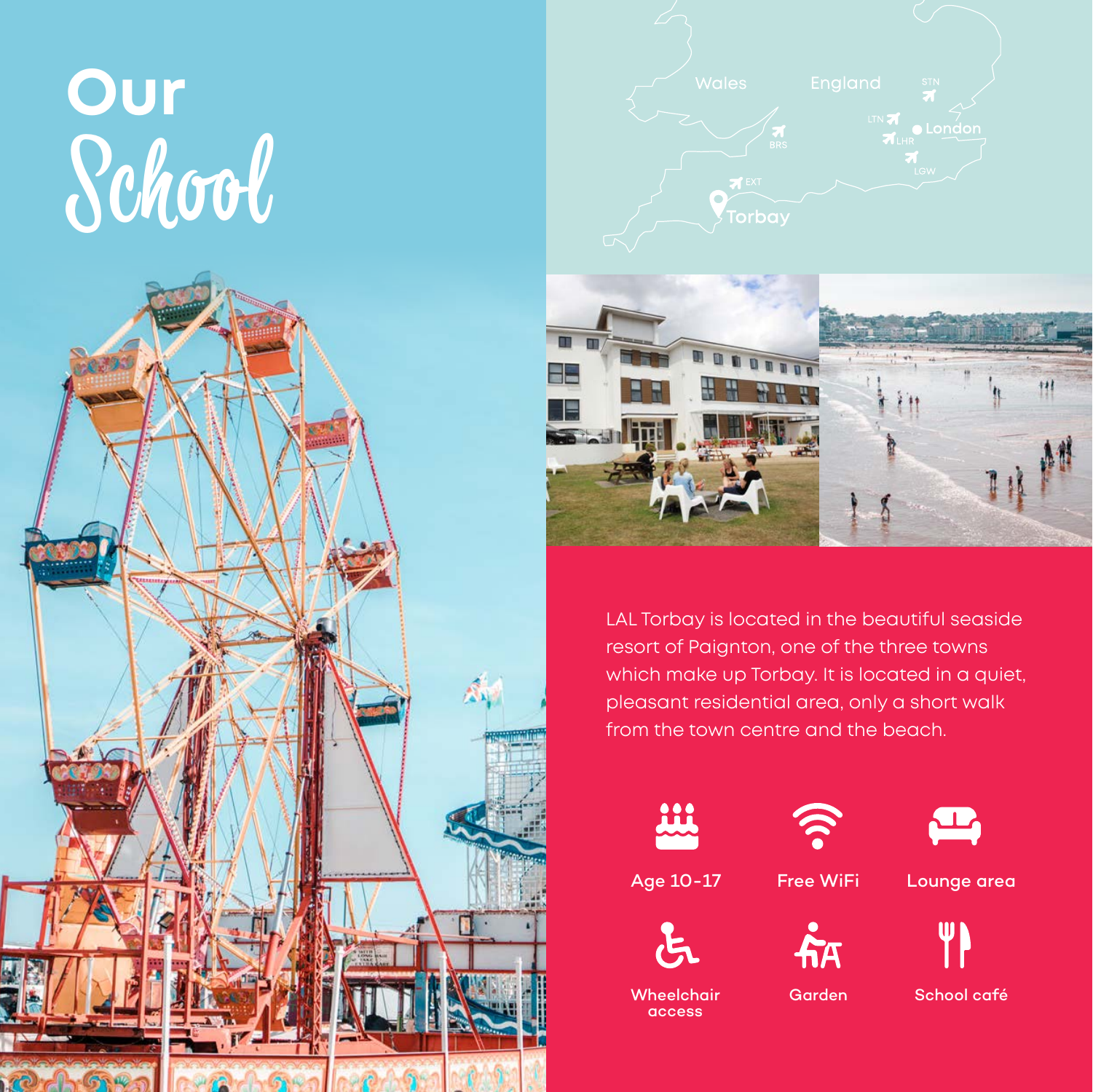# Our School

Wales

England

STN

LTN

London

LHR

BRS

LGW

EXT

Torbay

LAL Torbay is located in the beautiful seaside resort of Paignton, one of the three towns which make up Torbay. It is located in a quiet, pleasant residential area, only a short walk from the town centre and the beach.

- Age 10-17
- Free WiFi
- Lounge area
- Wheelchair access
- Garden
- School café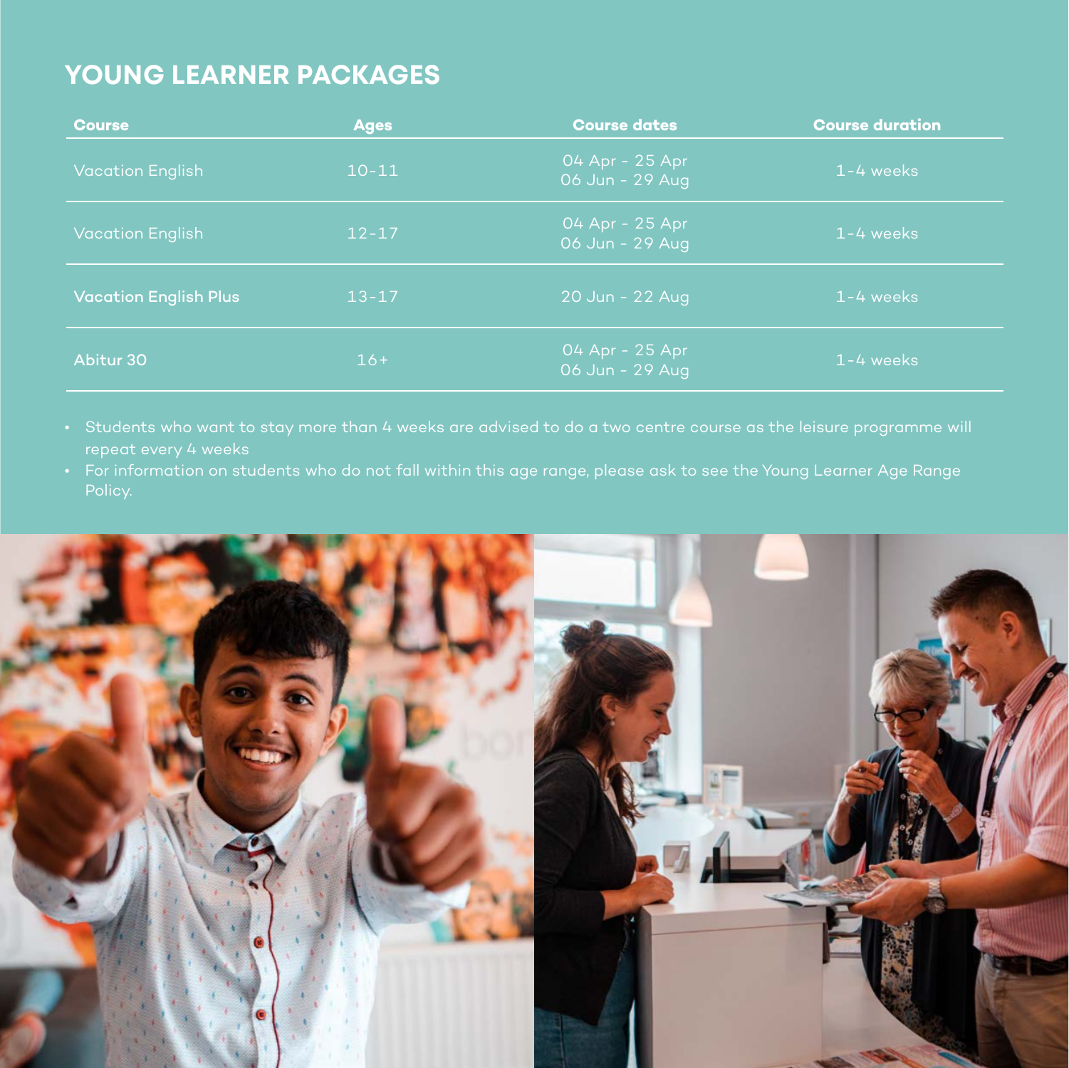## YOUNG LEARNER PACKAGES

| Course | Ages | Course dates | Course duration |
|---|---|---|---|
| Vacation English | 10-11 | 04 Apr - 25 Apr<br>06 Jun - 29 Aug | 1-4 weeks |
| Vacation English | 12-17 | 04 Apr - 25 Apr<br>06 Jun - 29 Aug | 1-4 weeks |
| **Vacation English Plus** | 13-17 | 20 Jun - 22 Aug | 1-4 weeks |
| **Abitur 30** | 16+ | 04 Apr - 25 Apr<br>06 Jun - 29 Aug | 1-4 weeks |

- Students who want to stay more than 4 weeks are advised to do a two centre course as the leisure programme will repeat every 4 weeks
- For information on students who do not fall within this age range, please ask to see the Young Learner Age Range Policy.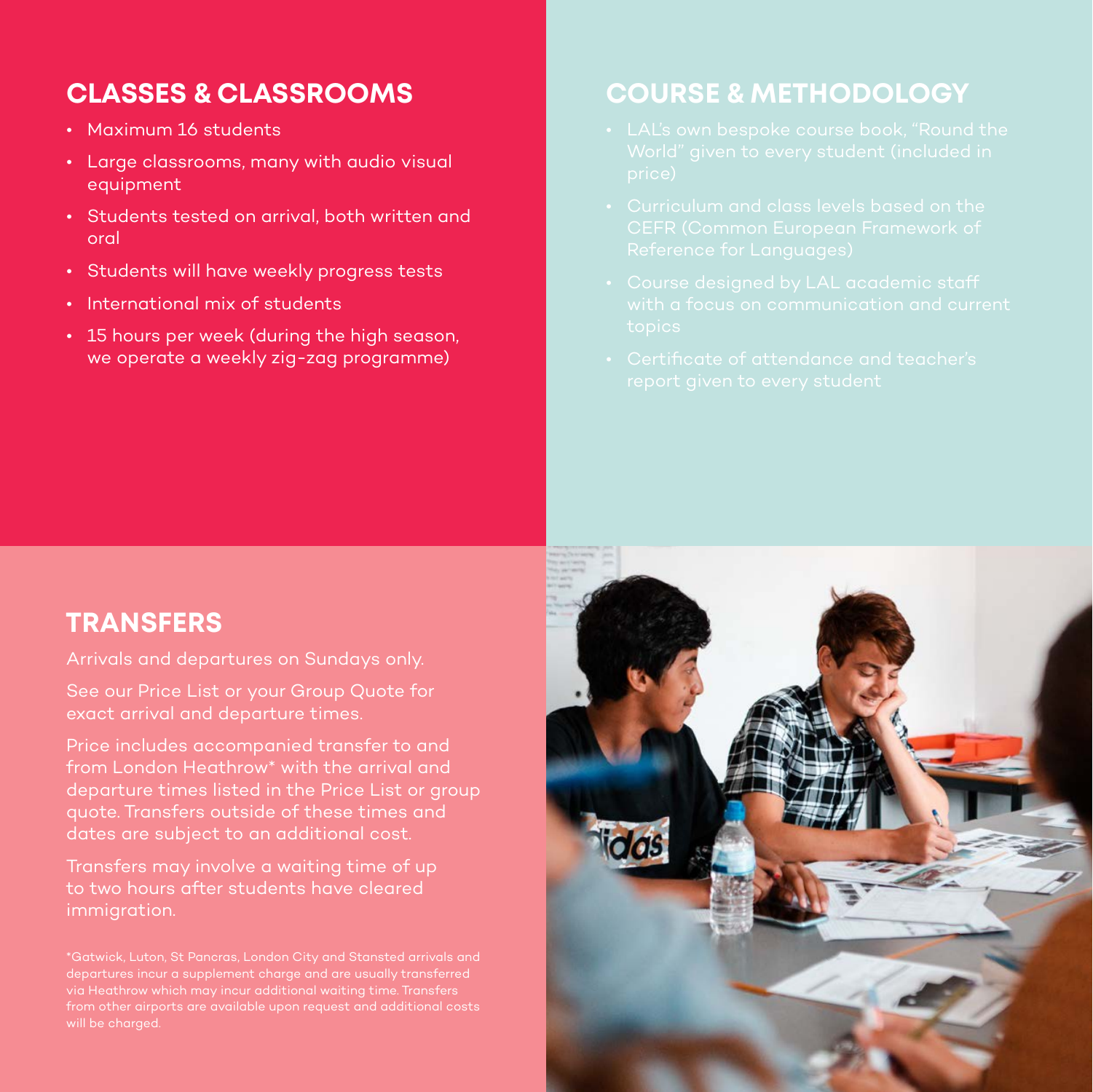## CLASSES & CLASSROOMS

- Maximum 16 students
- Large classrooms, many with audio visual equipment
- Students tested on arrival, both written and oral
- Students will have weekly progress tests
- International mix of students
- 15 hours per week (during the high season, we operate a weekly zig-zag programme)

## COURSE & METHODOLOGY

- LAL's own bespoke course book, "Round the World" given to every student (included in price)
- Curriculum and class levels based on the CEFR (Common European Framework of Reference for Languages)
- Course designed by LAL academic staff with a focus on communication and current topics
- Certificate of attendance and teacher's report given to every student

## TRANSFERS

Arrivals and departures on Sundays only.

See our Price List or your Group Quote for exact arrival and departure times.

Price includes accompanied transfer to and from London Heathrow* with the arrival and departure times listed in the Price List or group quote. Transfers outside of these times and dates are subject to an additional cost.

Transfers may involve a waiting time of up to two hours after students have cleared immigration.

*Gatwick, Luton, St Pancras, London City and Stansted arrivals and departures incur a supplement charge and are usually transferred via Heathrow which may incur additional waiting time. Transfers from other airports are available upon request and additional costs will be charged.